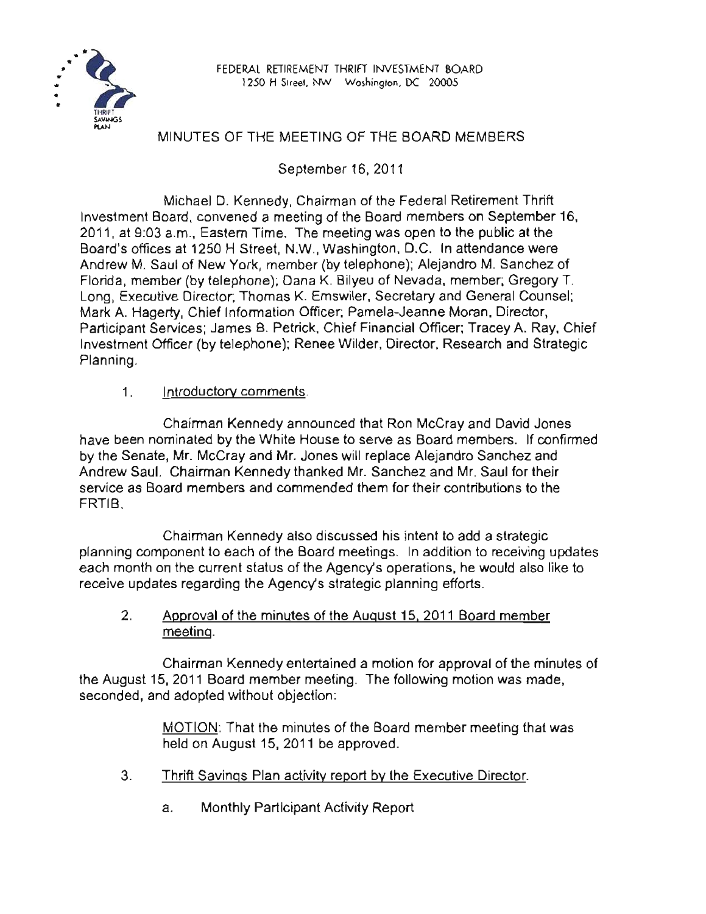FEDERAL RETIREMENT THRIFT INVESTMENT BOARD
1250 H Street, NW Washington, DC 20005

# MINUTES OF THE MEETING OF THE BOARD MEMBERS

September 16, 2011

Michael D. Kennedy, Chairman of the Federal Retirement Thrift Investment Board, convened a meeting of the Board members on September 16, 2011, at 9:03 a.m., Eastern Time. The meeting was open to the public at the Board's offices at 1250 H Street, N.W., Washington, D.C. In attendance were Andrew M. Saul of New York, member (by telephone); Alejandro M. Sanchez of Florida, member (by telephone); Dana K. Bilyeu of Nevada, member; Gregory T. Long, Executive Director; Thomas K. Emswiler, Secretary and General Counsel; Mark A. Hagerty, Chief Information Officer; Pamela-Jeanne Moran, Director, Participant Services; James B. Petrick, Chief Financial Officer; Tracey A. Ray, Chief Investment Officer (by telephone); Renee Wilder, Director, Research and Strategic Planning.

1. Introductory comments.

Chairman Kennedy announced that Ron McCray and David Jones have been nominated by the White House to serve as Board members. If confirmed by the Senate, Mr. McCray and Mr. Jones will replace Alejandro Sanchez and Andrew Saul. Chairman Kennedy thanked Mr. Sanchez and Mr. Saul for their service as Board members and commended them for their contributions to the FRTIB.

Chairman Kennedy also discussed his intent to add a strategic planning component to each of the Board meetings. In addition to receiving updates each month on the current status of the Agency's operations, he would also like to receive updates regarding the Agency's strategic planning efforts.

2. Approval of the minutes of the August 15, 2011 Board member meeting.

Chairman Kennedy entertained a motion for approval of the minutes of the August 15, 2011 Board member meeting. The following motion was made, seconded, and adopted without objection:

> MOTION: That the minutes of the Board member meeting that was held on August 15, 2011 be approved.

3. Thrift Savings Plan activity report by the Executive Director.

   a. Monthly Participant Activity Report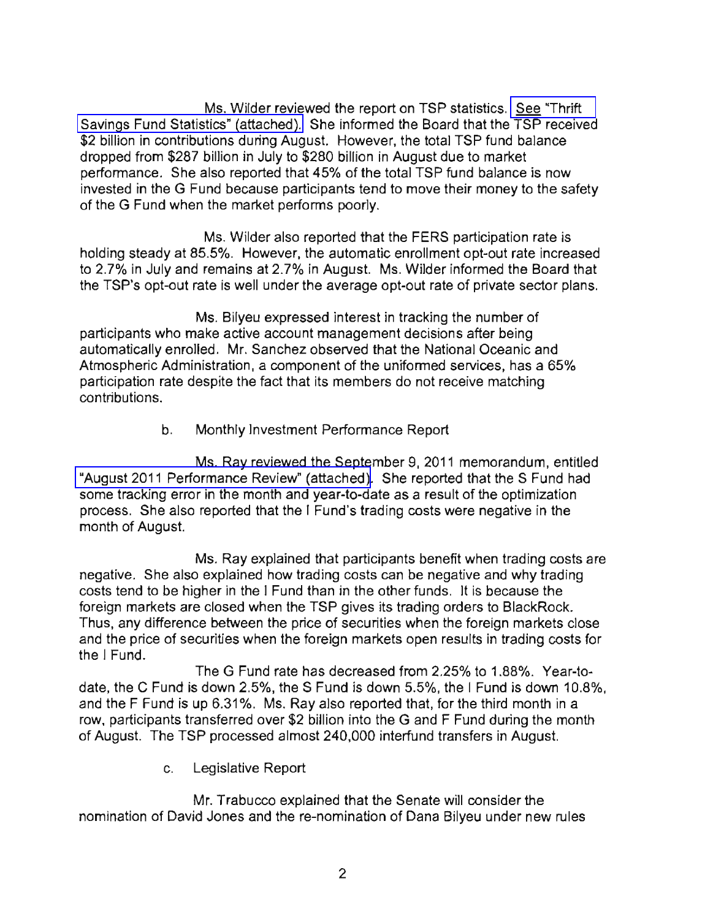Ms. Wilder reviewed the report on TSP statistics. See "Thrift Savings Fund Statistics" (attached). She informed the Board that the TSP received $2 billion in contributions during August. However, the total TSP fund balance dropped from $287 billion in July to $280 billion in August due to market performance. She also reported that 45% of the total TSP fund balance is now invested in the G Fund because participants tend to move their money to the safety of the G Fund when the market performs poorly.

Ms. Wilder also reported that the FERS participation rate is holding steady at 85.5%. However, the automatic enrollment opt-out rate increased to 2.7% in July and remains at 2.7% in August. Ms. Wilder informed the Board that the TSP's opt-out rate is well under the average opt-out rate of private sector plans.

Ms. Bilyeu expressed interest in tracking the number of participants who make active account management decisions after being automatically enrolled. Mr. Sanchez observed that the National Oceanic and Atmospheric Administration, a component of the uniformed services, has a 65% participation rate despite the fact that its members do not receive matching contributions.

b. Monthly Investment Performance Report

Ms. Ray reviewed the September 9, 2011 memorandum, entitled "August 2011 Performance Review" (attached). She reported that the S Fund had some tracking error in the month and year-to-date as a result of the optimization process. She also reported that the I Fund's trading costs were negative in the month of August.

Ms. Ray explained that participants benefit when trading costs are negative. She also explained how trading costs can be negative and why trading costs tend to be higher in the I Fund than in the other funds. It is because the foreign markets are closed when the TSP gives its trading orders to BlackRock. Thus, any difference between the price of securities when the foreign markets close and the price of securities when the foreign markets open results in trading costs for the I Fund.

The G Fund rate has decreased from 2.25% to 1.88%. Year-to-date, the C Fund is down 2.5%, the S Fund is down 5.5%, the I Fund is down 10.8%, and the F Fund is up 6.31%. Ms. Ray also reported that, for the third month in a row, participants transferred over $2 billion into the G and F Fund during the month of August. The TSP processed almost 240,000 interfund transfers in August.

c. Legislative Report

Mr. Trabucco explained that the Senate will consider the nomination of David Jones and the re-nomination of Dana Bilyeu under new rules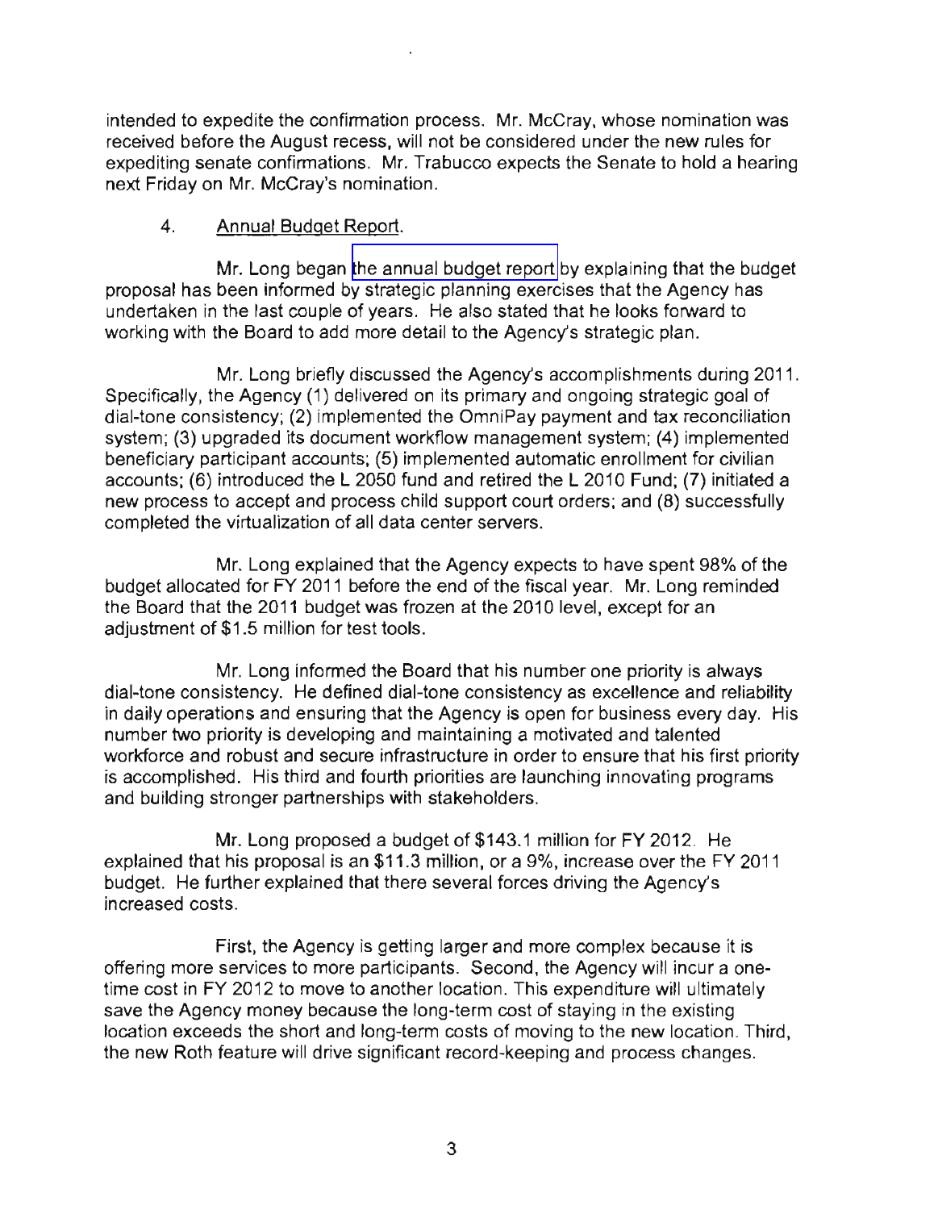intended to expedite the confirmation process. Mr. McCray, whose nomination was received before the August recess, will not be considered under the new rules for expediting senate confirmations. Mr. Trabucco expects the Senate to hold a hearing next Friday on Mr. McCray's nomination.

4. Annual Budget Report.

Mr. Long began the annual budget report by explaining that the budget proposal has been informed by strategic planning exercises that the Agency has undertaken in the last couple of years. He also stated that he looks forward to working with the Board to add more detail to the Agency's strategic plan.

Mr. Long briefly discussed the Agency's accomplishments during 2011. Specifically, the Agency (1) delivered on its primary and ongoing strategic goal of dial-tone consistency; (2) implemented the OmniPay payment and tax reconciliation system; (3) upgraded its document workflow management system; (4) implemented beneficiary participant accounts; (5) implemented automatic enrollment for civilian accounts; (6) introduced the L 2050 fund and retired the L 2010 Fund; (7) initiated a new process to accept and process child support court orders; and (8) successfully completed the virtualization of all data center servers.

Mr. Long explained that the Agency expects to have spent 98% of the budget allocated for FY 2011 before the end of the fiscal year. Mr. Long reminded the Board that the 2011 budget was frozen at the 2010 level, except for an adjustment of $1.5 million for test tools.

Mr. Long informed the Board that his number one priority is always dial-tone consistency. He defined dial-tone consistency as excellence and reliability in daily operations and ensuring that the Agency is open for business every day. His number two priority is developing and maintaining a motivated and talented workforce and robust and secure infrastructure in order to ensure that his first priority is accomplished. His third and fourth priorities are launching innovating programs and building stronger partnerships with stakeholders.

Mr. Long proposed a budget of $143.1 million for FY 2012. He explained that his proposal is an $11.3 million, or a 9%, increase over the FY 2011 budget. He further explained that there several forces driving the Agency's increased costs.

First, the Agency is getting larger and more complex because it is offering more services to more participants. Second, the Agency will incur a one-time cost in FY 2012 to move to another location. This expenditure will ultimately save the Agency money because the long-term cost of staying in the existing location exceeds the short and long-term costs of moving to the new location. Third, the new Roth feature will drive significant record-keeping and process changes.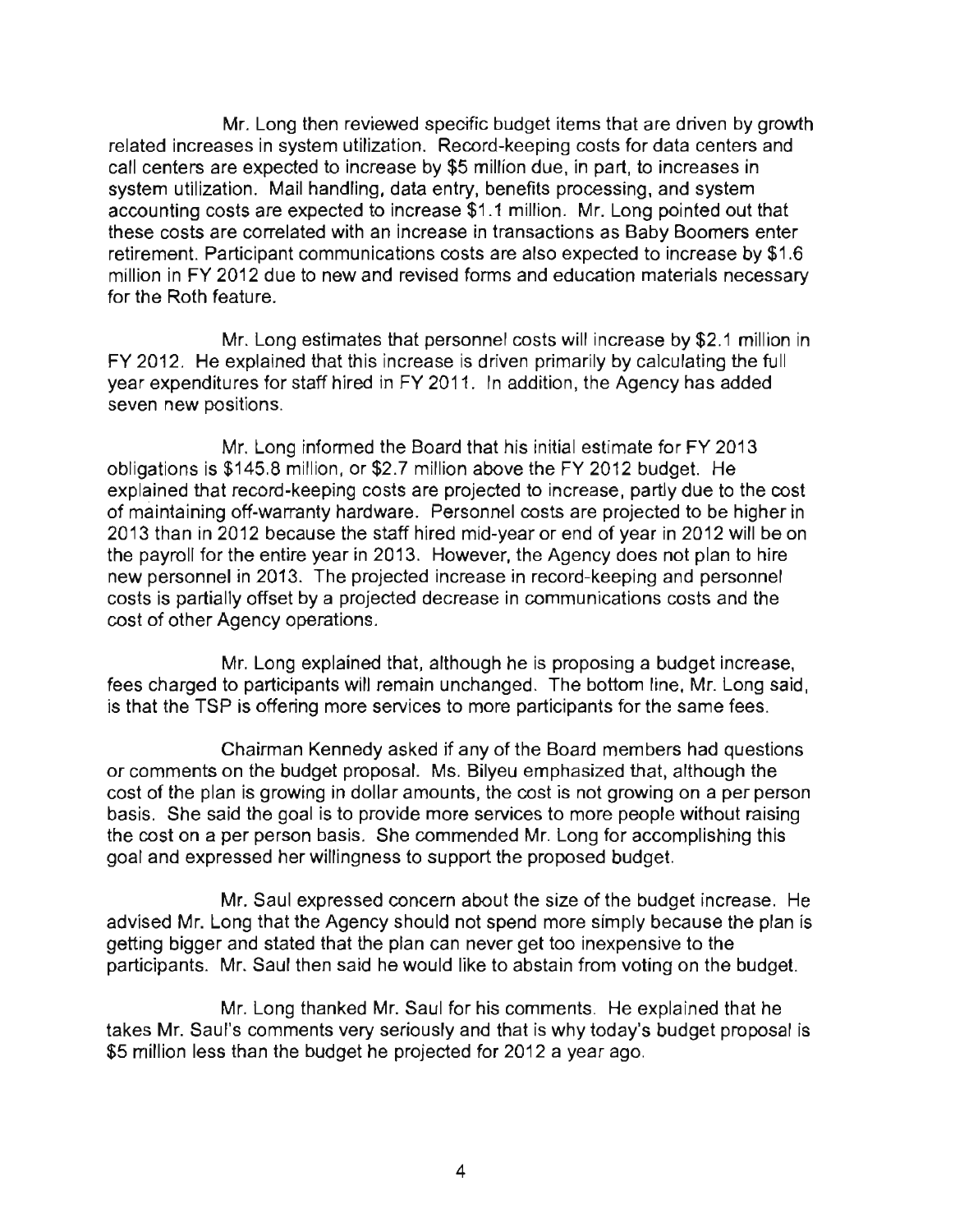Mr. Long then reviewed specific budget items that are driven by growth related increases in system utilization. Record-keeping costs for data centers and call centers are expected to increase by $5 million due, in part, to increases in system utilization. Mail handling, data entry, benefits processing, and system accounting costs are expected to increase $1.1 million. Mr. Long pointed out that these costs are correlated with an increase in transactions as Baby Boomers enter retirement. Participant communications costs are also expected to increase by $1.6 million in FY 2012 due to new and revised forms and education materials necessary for the Roth feature.

Mr. Long estimates that personnel costs will increase by $2.1 million in FY 2012. He explained that this increase is driven primarily by calculating the full year expenditures for staff hired in FY 2011. In addition, the Agency has added seven new positions.

Mr. Long informed the Board that his initial estimate for FY 2013 obligations is $145.8 million, or $2.7 million above the FY 2012 budget. He explained that record-keeping costs are projected to increase, partly due to the cost of maintaining off-warranty hardware. Personnel costs are projected to be higher in 2013 than in 2012 because the staff hired mid-year or end of year in 2012 will be on the payroll for the entire year in 2013. However, the Agency does not plan to hire new personnel in 2013. The projected increase in record-keeping and personnel costs is partially offset by a projected decrease in communications costs and the cost of other Agency operations.

Mr. Long explained that, although he is proposing a budget increase, fees charged to participants will remain unchanged. The bottom line, Mr. Long said, is that the TSP is offering more services to more participants for the same fees.

Chairman Kennedy asked if any of the Board members had questions or comments on the budget proposal. Ms. Bilyeu emphasized that, although the cost of the plan is growing in dollar amounts, the cost is not growing on a per person basis. She said the goal is to provide more services to more people without raising the cost on a per person basis. She commended Mr. Long for accomplishing this goal and expressed her willingness to support the proposed budget.

Mr. Saul expressed concern about the size of the budget increase. He advised Mr. Long that the Agency should not spend more simply because the plan is getting bigger and stated that the plan can never get too inexpensive to the participants. Mr. Saul then said he would like to abstain from voting on the budget.

Mr. Long thanked Mr. Saul for his comments. He explained that he takes Mr. Saul's comments very seriously and that is why today's budget proposal is $5 million less than the budget he projected for 2012 a year ago.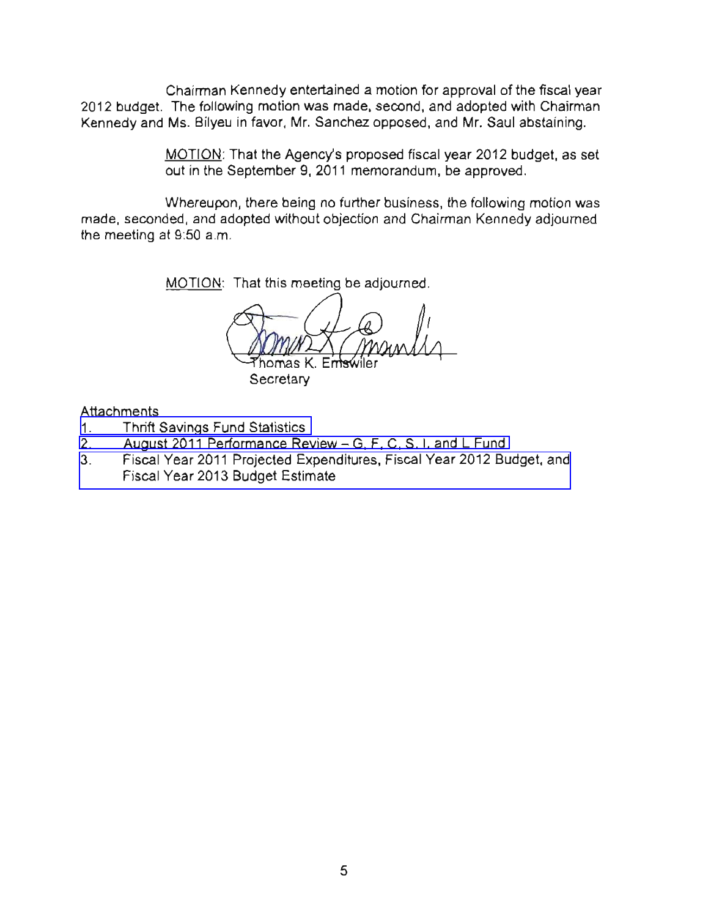Chairman Kennedy entertained a motion for approval of the fiscal year 2012 budget. The following motion was made, second, and adopted with Chairman Kennedy and Ms. Bilyeu in favor, Mr. Sanchez opposed, and Mr. Saul abstaining.

> MOTION: That the Agency's proposed fiscal year 2012 budget, as set out in the September 9, 2011 memorandum, be approved.

Whereupon, there being no further business, the following motion was made, seconded, and adopted without objection and Chairman Kennedy adjourned the meeting at 9:50 a.m.

> MOTION: That this meeting be adjourned.

Thomas K. Emswiler
Secretary

Attachments

1. Thrift Savings Fund Statistics
2. August 2011 Performance Review – G, F, C, S, I, and L Fund
3. Fiscal Year 2011 Projected Expenditures, Fiscal Year 2012 Budget, and Fiscal Year 2013 Budget Estimate